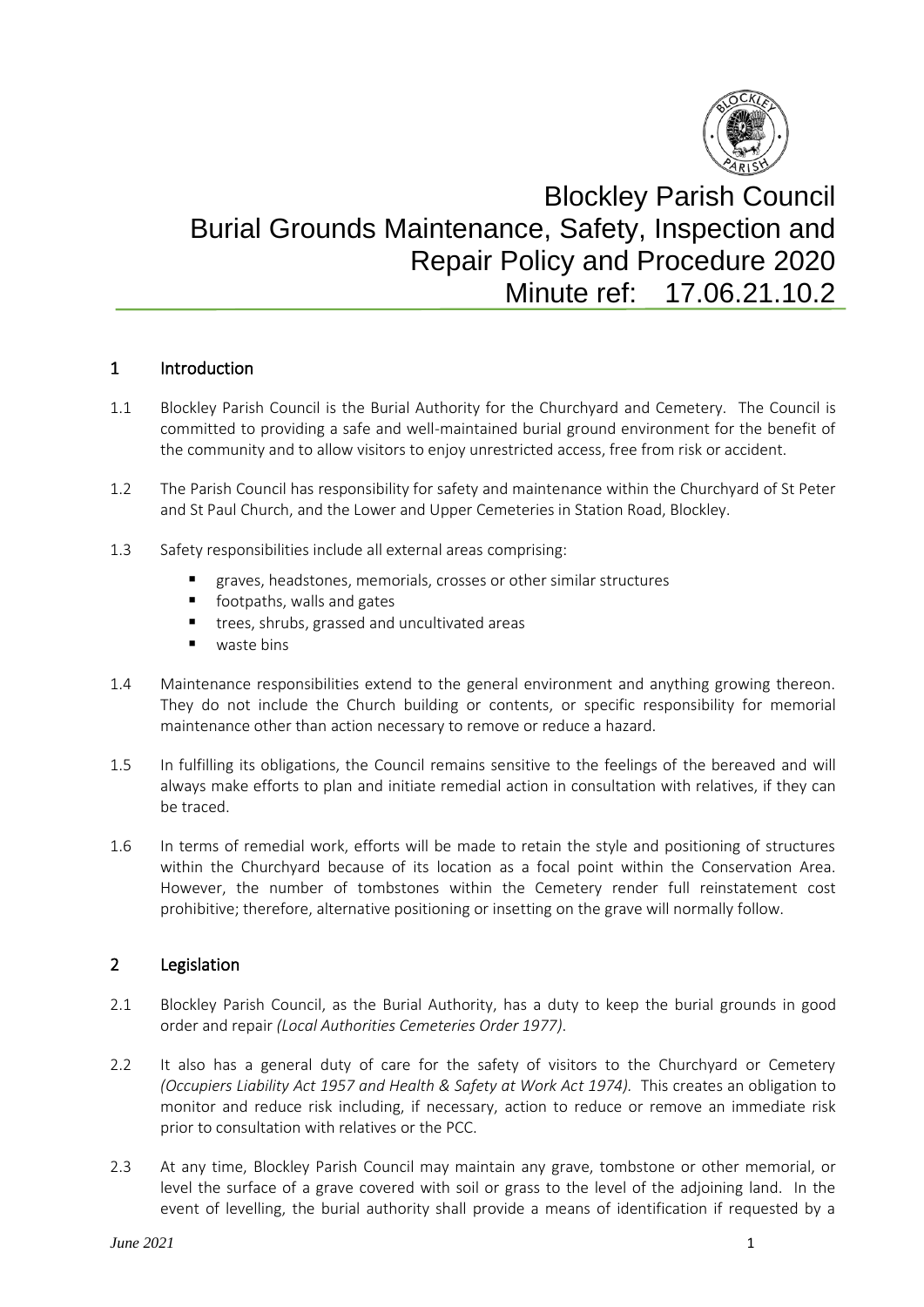# Blockley Parish Council
# Burial Grounds Maintenance, Safety, Inspection and Repair Policy and Procedure 2020
# Minute ref: 17.06.21.10.2

## 1 Introduction

1.1 Blockley Parish Council is the Burial Authority for the Churchyard and Cemetery. The Council is committed to providing a safe and well-maintained burial ground environment for the benefit of the community and to allow visitors to enjoy unrestricted access, free from risk or accident.

1.2 The Parish Council has responsibility for safety and maintenance within the Churchyard of St Peter and St Paul Church, and the Lower and Upper Cemeteries in Station Road, Blockley.

1.3 Safety responsibilities include all external areas comprising:

- graves, headstones, memorials, crosses or other similar structures
- footpaths, walls and gates
- trees, shrubs, grassed and uncultivated areas
- waste bins

1.4 Maintenance responsibilities extend to the general environment and anything growing thereon. They do not include the Church building or contents, or specific responsibility for memorial maintenance other than action necessary to remove or reduce a hazard.

1.5 In fulfilling its obligations, the Council remains sensitive to the feelings of the bereaved and will always make efforts to plan and initiate remedial action in consultation with relatives, if they can be traced.

1.6 In terms of remedial work, efforts will be made to retain the style and positioning of structures within the Churchyard because of its location as a focal point within the Conservation Area. However, the number of tombstones within the Cemetery render full reinstatement cost prohibitive; therefore, alternative positioning or insetting on the grave will normally follow.

## 2 Legislation

2.1 Blockley Parish Council, as the Burial Authority, has a duty to keep the burial grounds in good order and repair *(Local Authorities Cemeteries Order 1977)*.

2.2 It also has a general duty of care for the safety of visitors to the Churchyard or Cemetery *(Occupiers Liability Act 1957 and Health & Safety at Work Act 1974).* This creates an obligation to monitor and reduce risk including, if necessary, action to reduce or remove an immediate risk prior to consultation with relatives or the PCC.

2.3 At any time, Blockley Parish Council may maintain any grave, tombstone or other memorial, or level the surface of a grave covered with soil or grass to the level of the adjoining land. In the event of levelling, the burial authority shall provide a means of identification if requested by a

*June 2021*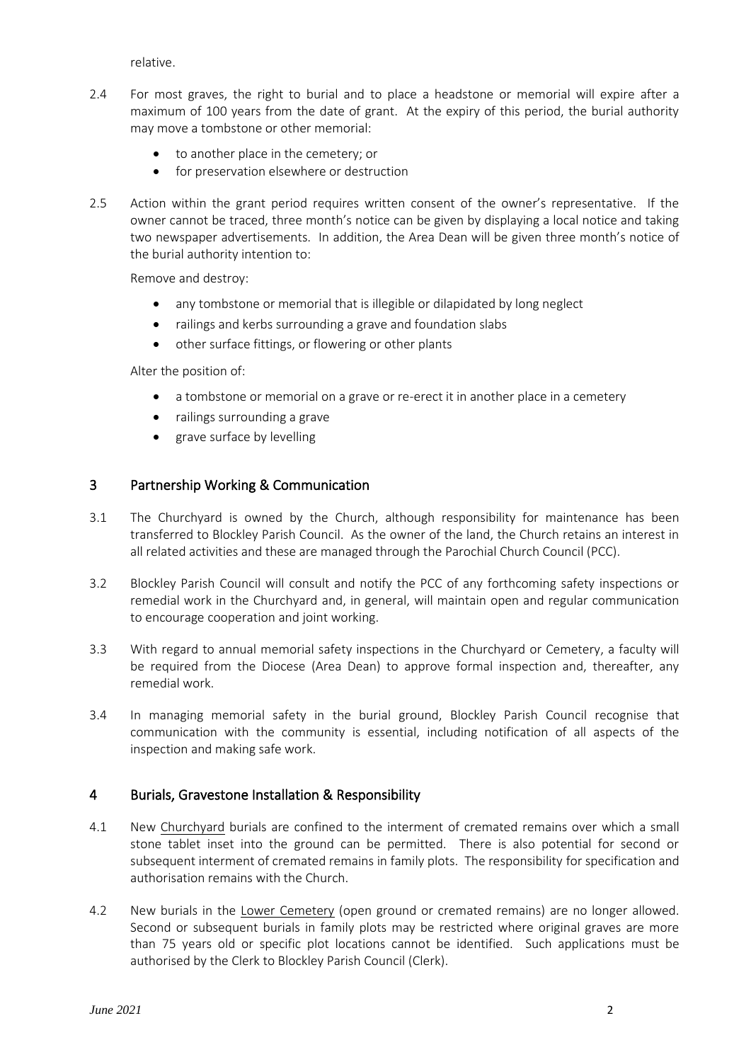relative.

2.4 For most graves, the right to burial and to place a headstone or memorial will expire after a maximum of 100 years from the date of grant. At the expiry of this period, the burial authority may move a tombstone or other memorial:

- to another place in the cemetery; or
- for preservation elsewhere or destruction

2.5 Action within the grant period requires written consent of the owner's representative. If the owner cannot be traced, three month's notice can be given by displaying a local notice and taking two newspaper advertisements. In addition, the Area Dean will be given three month's notice of the burial authority intention to:

Remove and destroy:

- any tombstone or memorial that is illegible or dilapidated by long neglect
- railings and kerbs surrounding a grave and foundation slabs
- other surface fittings, or flowering or other plants

Alter the position of:

- a tombstone or memorial on a grave or re-erect it in another place in a cemetery
- railings surrounding a grave
- grave surface by levelling

## 3 Partnership Working & Communication

3.1 The Churchyard is owned by the Church, although responsibility for maintenance has been transferred to Blockley Parish Council. As the owner of the land, the Church retains an interest in all related activities and these are managed through the Parochial Church Council (PCC).

3.2 Blockley Parish Council will consult and notify the PCC of any forthcoming safety inspections or remedial work in the Churchyard and, in general, will maintain open and regular communication to encourage cooperation and joint working.

3.3 With regard to annual memorial safety inspections in the Churchyard or Cemetery, a faculty will be required from the Diocese (Area Dean) to approve formal inspection and, thereafter, any remedial work.

3.4 In managing memorial safety in the burial ground, Blockley Parish Council recognise that communication with the community is essential, including notification of all aspects of the inspection and making safe work.

## 4 Burials, Gravestone Installation & Responsibility

4.1 New Churchyard burials are confined to the interment of cremated remains over which a small stone tablet inset into the ground can be permitted. There is also potential for second or subsequent interment of cremated remains in family plots. The responsibility for specification and authorisation remains with the Church.

4.2 New burials in the Lower Cemetery (open ground or cremated remains) are no longer allowed. Second or subsequent burials in family plots may be restricted where original graves are more than 75 years old or specific plot locations cannot be identified. Such applications must be authorised by the Clerk to Blockley Parish Council (Clerk).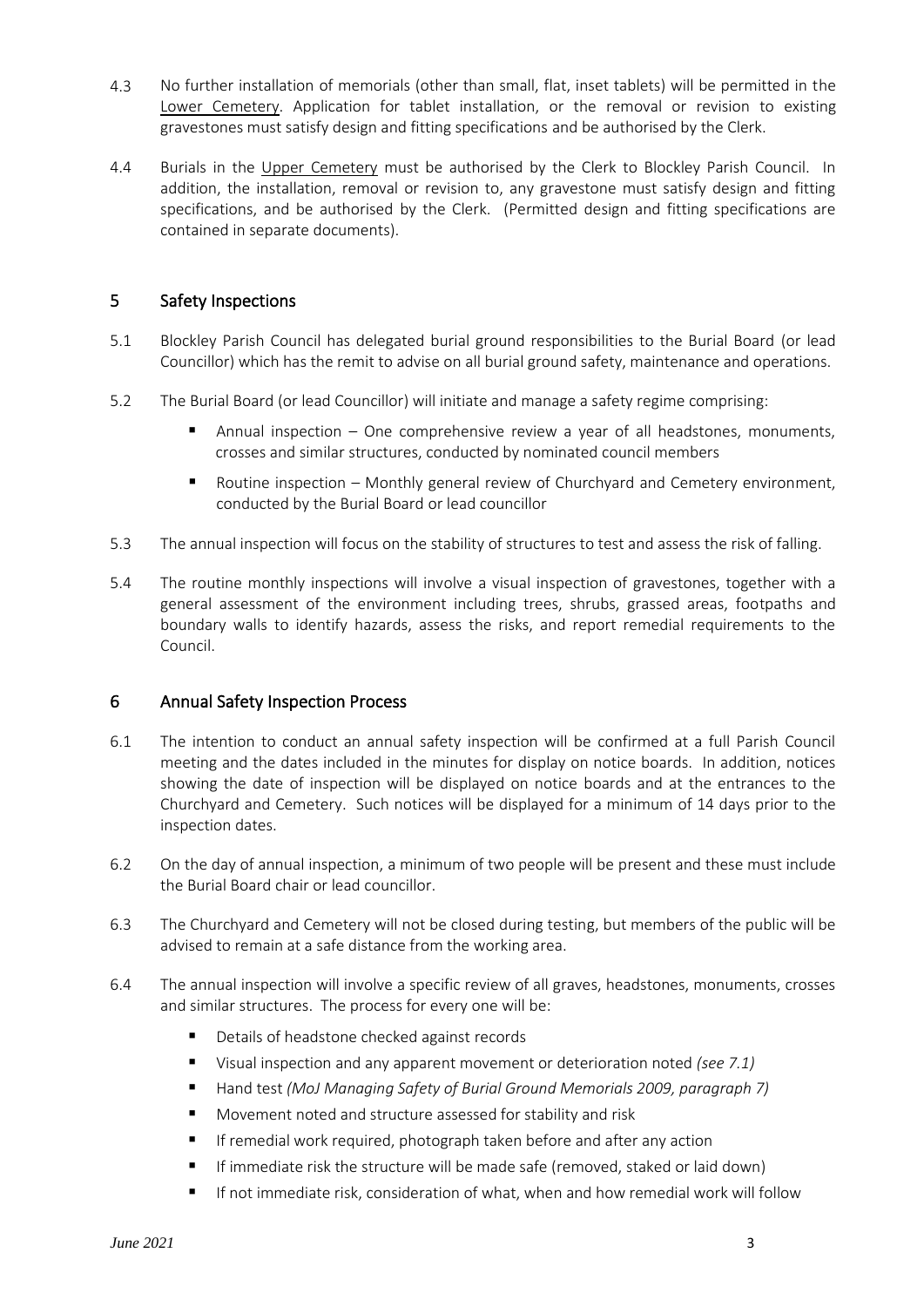4.3 No further installation of memorials (other than small, flat, inset tablets) will be permitted in the Lower Cemetery. Application for tablet installation, or the removal or revision to existing gravestones must satisfy design and fitting specifications and be authorised by the Clerk.

4.4 Burials in the Upper Cemetery must be authorised by the Clerk to Blockley Parish Council. In addition, the installation, removal or revision to, any gravestone must satisfy design and fitting specifications, and be authorised by the Clerk. (Permitted design and fitting specifications are contained in separate documents).

## 5 Safety Inspections

5.1 Blockley Parish Council has delegated burial ground responsibilities to the Burial Board (or lead Councillor) which has the remit to advise on all burial ground safety, maintenance and operations.

5.2 The Burial Board (or lead Councillor) will initiate and manage a safety regime comprising:

- Annual inspection – One comprehensive review a year of all headstones, monuments, crosses and similar structures, conducted by nominated council members
- Routine inspection – Monthly general review of Churchyard and Cemetery environment, conducted by the Burial Board or lead councillor

5.3 The annual inspection will focus on the stability of structures to test and assess the risk of falling.

5.4 The routine monthly inspections will involve a visual inspection of gravestones, together with a general assessment of the environment including trees, shrubs, grassed areas, footpaths and boundary walls to identify hazards, assess the risks, and report remedial requirements to the Council.

## 6 Annual Safety Inspection Process

6.1 The intention to conduct an annual safety inspection will be confirmed at a full Parish Council meeting and the dates included in the minutes for display on notice boards. In addition, notices showing the date of inspection will be displayed on notice boards and at the entrances to the Churchyard and Cemetery. Such notices will be displayed for a minimum of 14 days prior to the inspection dates.

6.2 On the day of annual inspection, a minimum of two people will be present and these must include the Burial Board chair or lead councillor.

6.3 The Churchyard and Cemetery will not be closed during testing, but members of the public will be advised to remain at a safe distance from the working area.

6.4 The annual inspection will involve a specific review of all graves, headstones, monuments, crosses and similar structures. The process for every one will be:

- Details of headstone checked against records
- Visual inspection and any apparent movement or deterioration noted *(see 7.1)*
- Hand test *(MoJ Managing Safety of Burial Ground Memorials 2009, paragraph 7)*
- Movement noted and structure assessed for stability and risk
- If remedial work required, photograph taken before and after any action
- If immediate risk the structure will be made safe (removed, staked or laid down)
- If not immediate risk, consideration of what, when and how remedial work will follow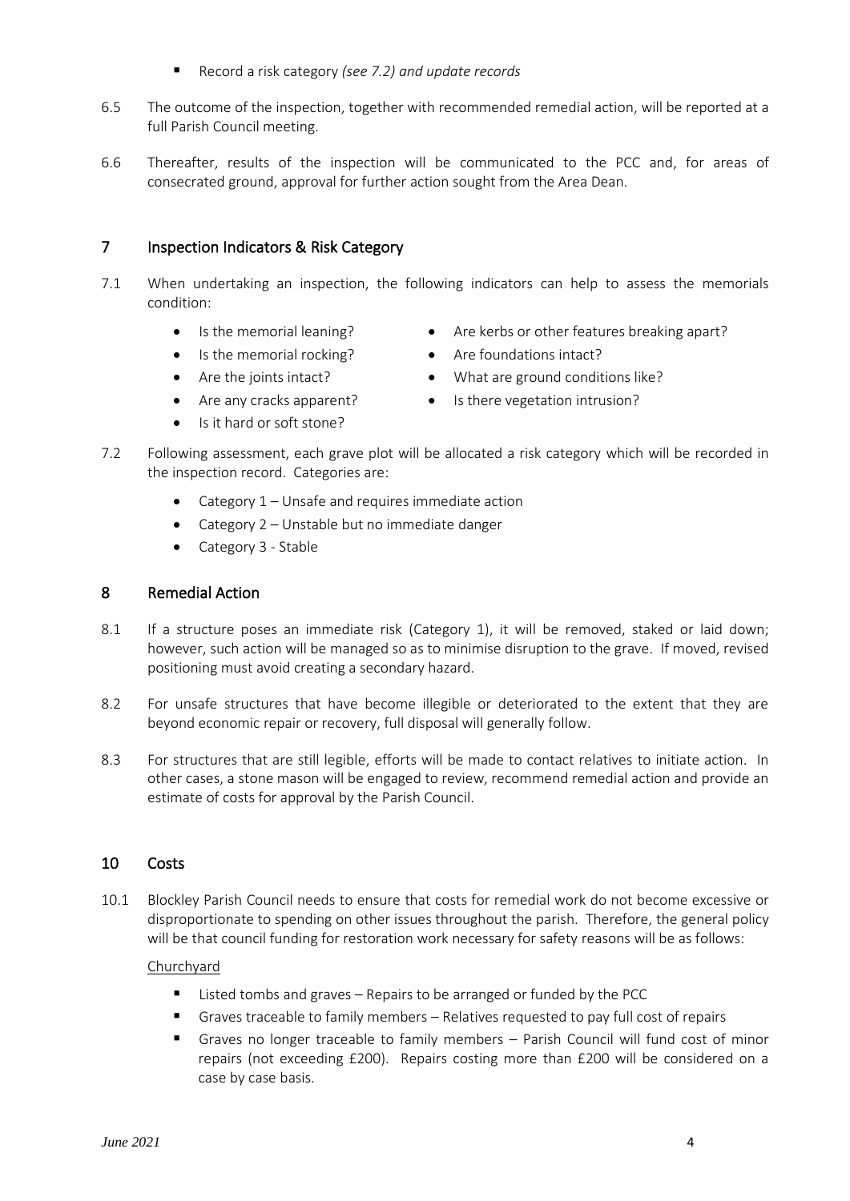- Record a risk category *(see 7.2) and update records*

6.5 The outcome of the inspection, together with recommended remedial action, will be reported at a full Parish Council meeting.

6.6 Thereafter, results of the inspection will be communicated to the PCC and, for areas of consecrated ground, approval for further action sought from the Area Dean.

## 7 Inspection Indicators & Risk Category

7.1 When undertaking an inspection, the following indicators can help to assess the memorials condition:

- Is the memorial leaning?
- Is the memorial rocking?
- Are the joints intact?
- Are any cracks apparent?
- Is it hard or soft stone?
- Are kerbs or other features breaking apart?
- Are foundations intact?
- What are ground conditions like?
- Is there vegetation intrusion?

7.2 Following assessment, each grave plot will be allocated a risk category which will be recorded in the inspection record. Categories are:

- Category 1 – Unsafe and requires immediate action
- Category 2 – Unstable but no immediate danger
- Category 3 - Stable

## 8 Remedial Action

8.1 If a structure poses an immediate risk (Category 1), it will be removed, staked or laid down; however, such action will be managed so as to minimise disruption to the grave. If moved, revised positioning must avoid creating a secondary hazard.

8.2 For unsafe structures that have become illegible or deteriorated to the extent that they are beyond economic repair or recovery, full disposal will generally follow.

8.3 For structures that are still legible, efforts will be made to contact relatives to initiate action. In other cases, a stone mason will be engaged to review, recommend remedial action and provide an estimate of costs for approval by the Parish Council.

## 10 Costs

10.1 Blockley Parish Council needs to ensure that costs for remedial work do not become excessive or disproportionate to spending on other issues throughout the parish. Therefore, the general policy will be that council funding for restoration work necessary for safety reasons will be as follows:

Churchyard

- Listed tombs and graves – Repairs to be arranged or funded by the PCC
- Graves traceable to family members – Relatives requested to pay full cost of repairs
- Graves no longer traceable to family members – Parish Council will fund cost of minor repairs (not exceeding £200). Repairs costing more than £200 will be considered on a case by case basis.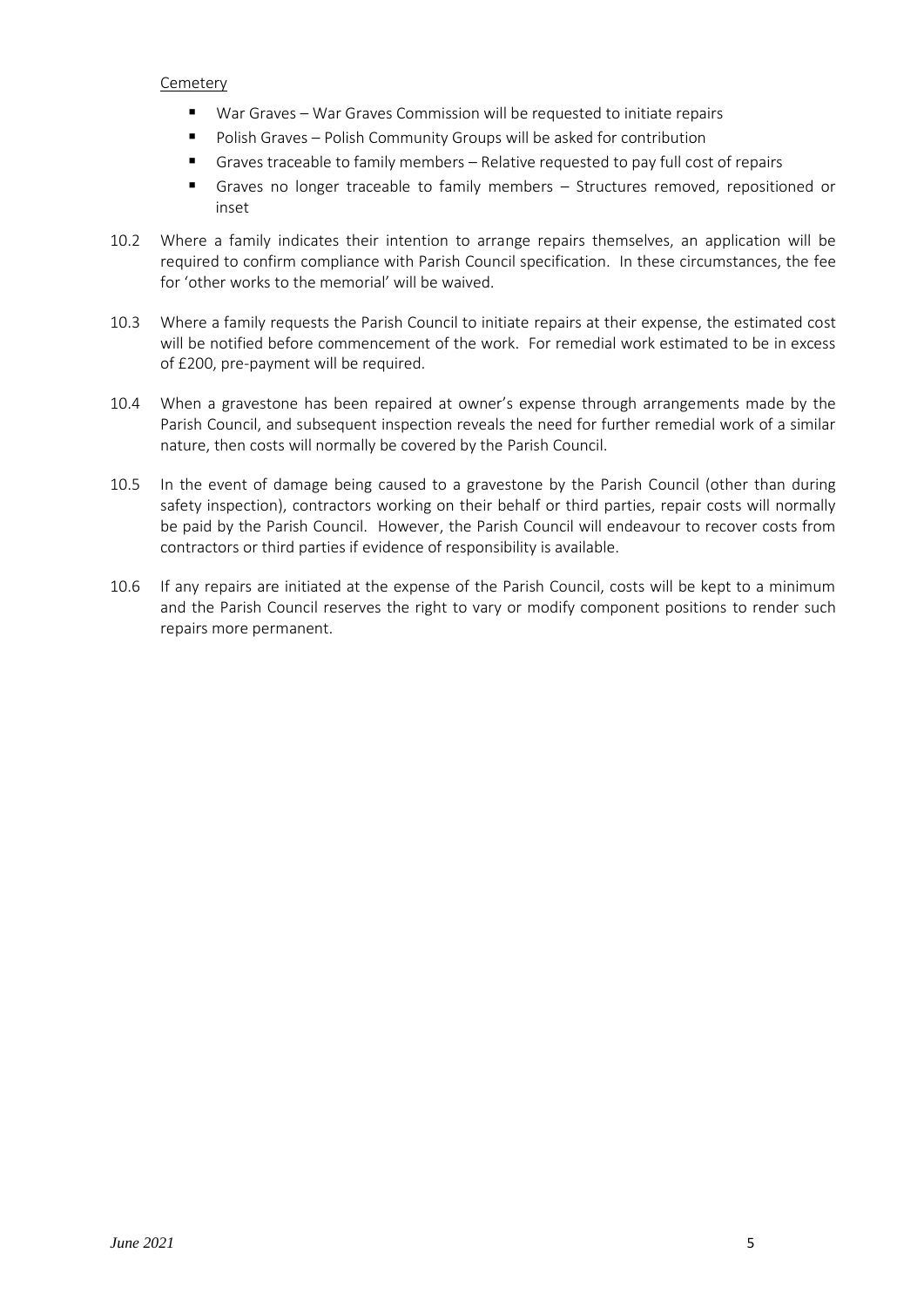Cemetery

- War Graves – War Graves Commission will be requested to initiate repairs
- Polish Graves – Polish Community Groups will be asked for contribution
- Graves traceable to family members – Relative requested to pay full cost of repairs
- Graves no longer traceable to family members – Structures removed, repositioned or inset

10.2 Where a family indicates their intention to arrange repairs themselves, an application will be required to confirm compliance with Parish Council specification. In these circumstances, the fee for 'other works to the memorial' will be waived.

10.3 Where a family requests the Parish Council to initiate repairs at their expense, the estimated cost will be notified before commencement of the work. For remedial work estimated to be in excess of £200, pre-payment will be required.

10.4 When a gravestone has been repaired at owner's expense through arrangements made by the Parish Council, and subsequent inspection reveals the need for further remedial work of a similar nature, then costs will normally be covered by the Parish Council.

10.5 In the event of damage being caused to a gravestone by the Parish Council (other than during safety inspection), contractors working on their behalf or third parties, repair costs will normally be paid by the Parish Council. However, the Parish Council will endeavour to recover costs from contractors or third parties if evidence of responsibility is available.

10.6 If any repairs are initiated at the expense of the Parish Council, costs will be kept to a minimum and the Parish Council reserves the right to vary or modify component positions to render such repairs more permanent.

*June 2021*